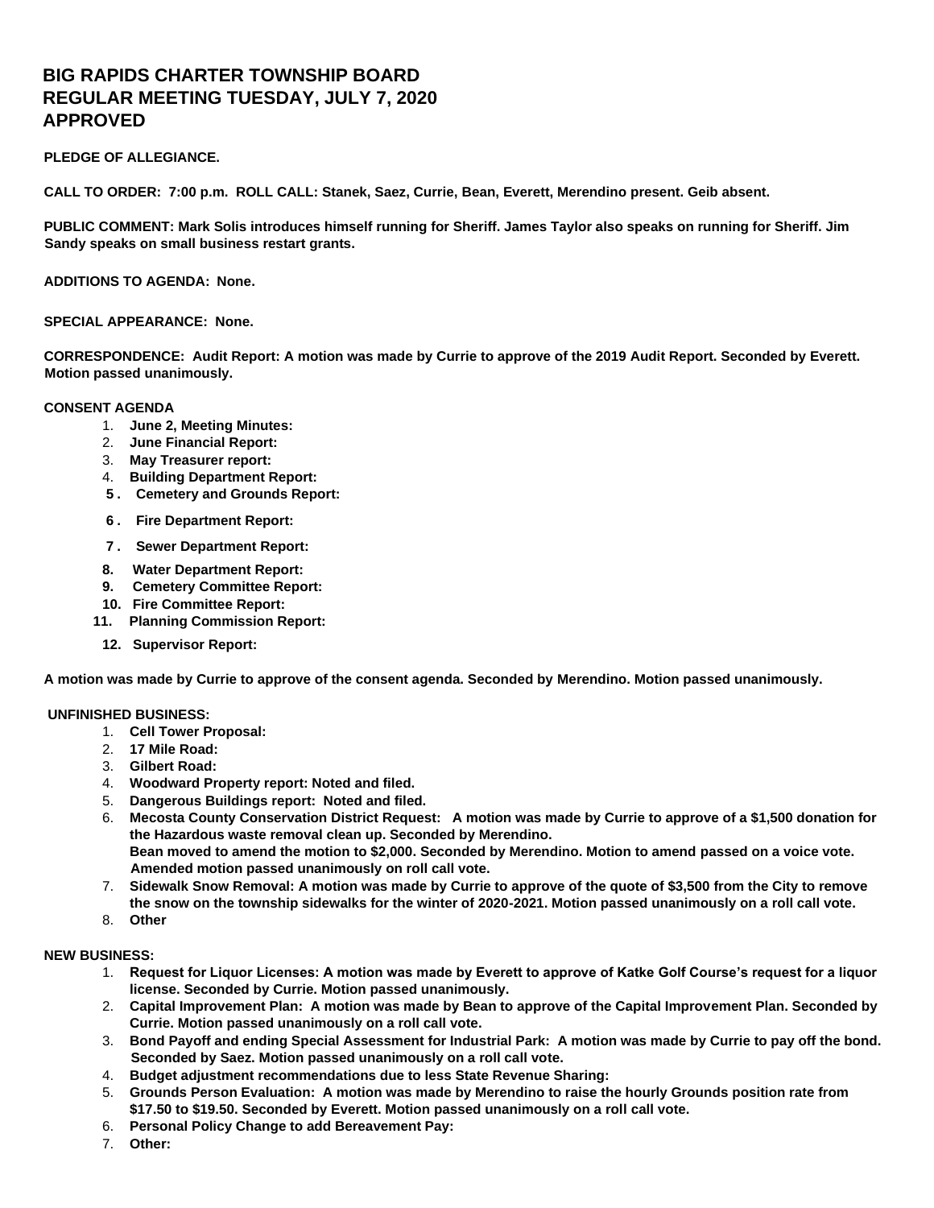# BIG RAPIDS CHARTER TOWNSHIP BOARD
# REGULAR MEETING TUESDAY, JULY 7, 2020
# APPROVED

**PLEDGE OF ALLEGIANCE.**

**CALL TO ORDER: 7:00 p.m. ROLL CALL: Stanek, Saez, Currie, Bean, Everett, Merendino present. Geib absent.**

**PUBLIC COMMENT: Mark Solis introduces himself running for Sheriff. James Taylor also speaks on running for Sheriff. Jim Sandy speaks on small business restart grants.**

**ADDITIONS TO AGENDA: None.**

**SPECIAL APPEARANCE: None.**

**CORRESPONDENCE: Audit Report: A motion was made by Currie to approve of the 2019 Audit Report. Seconded by Everett. Motion passed unanimously.**

**CONSENT AGENDA**

1. **June 2, Meeting Minutes:**
2. **June Financial Report:**
3. **May Treasurer report:**
4. **Building Department Report:**
5. **Cemetery and Grounds Report:**
6. **Fire Department Report:**
7. **Sewer Department Report:**
8. **Water Department Report:**
9. **Cemetery Committee Report:**
10. **Fire Committee Report:**
11. **Planning Commission Report:**
12. **Supervisor Report:**

**A motion was made by Currie to approve of the consent agenda. Seconded by Merendino. Motion passed unanimously.**

**UNFINISHED BUSINESS:**

1. **Cell Tower Proposal:**
2. **17 Mile Road:**
3. **Gilbert Road:**
4. **Woodward Property report: Noted and filed.**
5. **Dangerous Buildings report: Noted and filed.**
6. **Mecosta County Conservation District Request: A motion was made by Currie to approve of a $1,500 donation for the Hazardous waste removal clean up. Seconded by Merendino. Bean moved to amend the motion to $2,000. Seconded by Merendino. Motion to amend passed on a voice vote. Amended motion passed unanimously on roll call vote.**
7. **Sidewalk Snow Removal: A motion was made by Currie to approve of the quote of $3,500 from the City to remove the snow on the township sidewalks for the winter of 2020-2021. Motion passed unanimously on a roll call vote.**
8. **Other**

**NEW BUSINESS:**

1. **Request for Liquor Licenses: A motion was made by Everett to approve of Katke Golf Course's request for a liquor license. Seconded by Currie. Motion passed unanimously.**
2. **Capital Improvement Plan: A motion was made by Bean to approve of the Capital Improvement Plan. Seconded by Currie. Motion passed unanimously on a roll call vote.**
3. **Bond Payoff and ending Special Assessment for Industrial Park: A motion was made by Currie to pay off the bond. Seconded by Saez. Motion passed unanimously on a roll call vote.**
4. **Budget adjustment recommendations due to less State Revenue Sharing:**
5. **Grounds Person Evaluation: A motion was made by Merendino to raise the hourly Grounds position rate from $17.50 to $19.50. Seconded by Everett. Motion passed unanimously on a roll call vote.**
6. **Personal Policy Change to add Bereavement Pay:**
7. **Other:**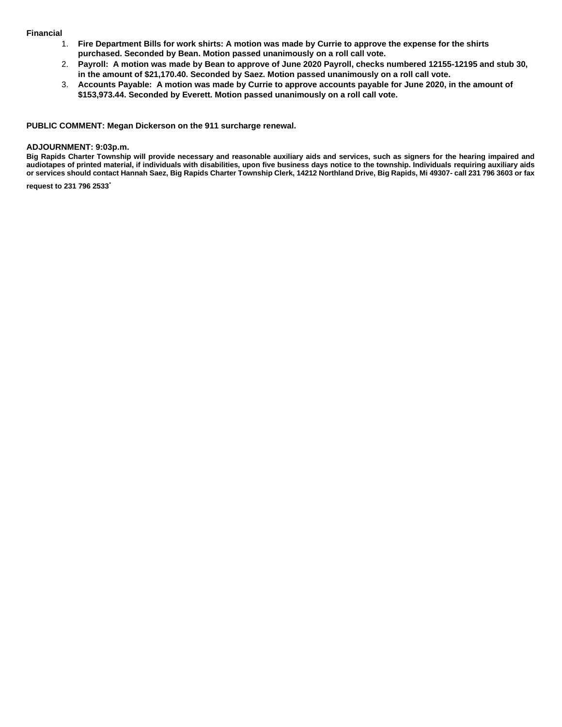**Financial**

1. **Fire Department Bills for work shirts: A motion was made by Currie to approve the expense for the shirts purchased. Seconded by Bean. Motion passed unanimously on a roll call vote.**
2. **Payroll: A motion was made by Bean to approve of June 2020 Payroll, checks numbered 12155-12195 and stub 30, in the amount of $21,170.40. Seconded by Saez. Motion passed unanimously on a roll call vote.**
3. **Accounts Payable: A motion was made by Currie to approve accounts payable for June 2020, in the amount of $153,973.44. Seconded by Everett. Motion passed unanimously on a roll call vote.**

**PUBLIC COMMENT: Megan Dickerson on the 911 surcharge renewal.**

**ADJOURNMENT: 9:03p.m.**

**Big Rapids Charter Township will provide necessary and reasonable auxiliary aids and services, such as signers for the hearing impaired and audiotapes of printed material, if individuals with disabilities, upon five business days notice to the township. Individuals requiring auxiliary aids or services should contact Hannah Saez, Big Rapids Charter Township Clerk, 14212 Northland Drive, Big Rapids, Mi 49307- call 231 796 3603 or fax request to 231 796 2533.**